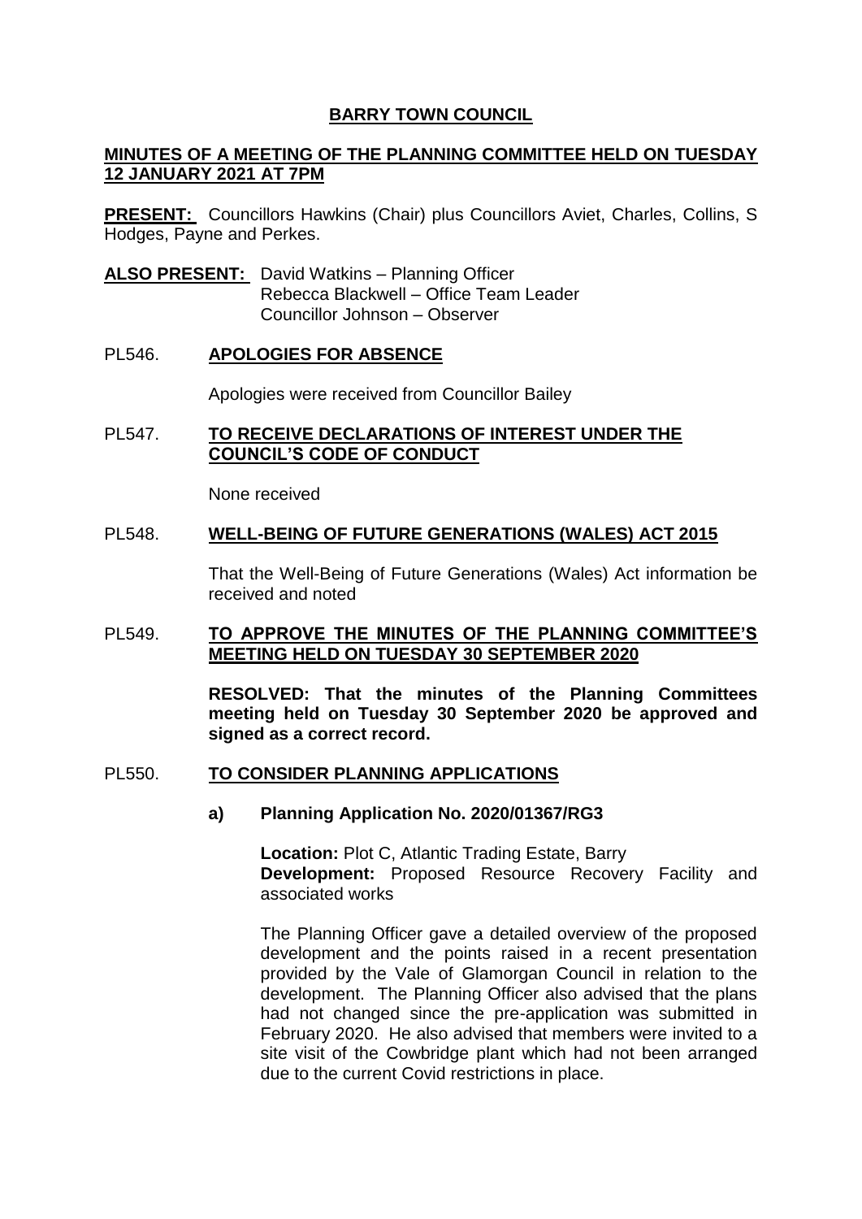# BARRY TOWN COUNCIL

## MINUTES OF A MEETING OF THE PLANNING COMMITTEE HELD ON TUESDAY 12 JANUARY 2021 AT 7PM

**PRESENT:** Councillors Hawkins (Chair) plus Councillors Aviet, Charles, Collins, S Hodges, Payne and Perkes.

**ALSO PRESENT:** David Watkins – Planning Officer
Rebecca Blackwell – Office Team Leader
Councillor Johnson – Observer

### PL546. APOLOGIES FOR ABSENCE

Apologies were received from Councillor Bailey

### PL547. TO RECEIVE DECLARATIONS OF INTEREST UNDER THE COUNCIL'S CODE OF CONDUCT

None received

### PL548. WELL-BEING OF FUTURE GENERATIONS (WALES) ACT 2015

That the Well-Being of Future Generations (Wales) Act information be received and noted

### PL549. TO APPROVE THE MINUTES OF THE PLANNING COMMITTEE'S MEETING HELD ON TUESDAY 30 SEPTEMBER 2020

**RESOLVED: That the minutes of the Planning Committees meeting held on Tuesday 30 September 2020 be approved and signed as a correct record.**

### PL550. TO CONSIDER PLANNING APPLICATIONS

**a) Planning Application No. 2020/01367/RG3**

**Location:** Plot C, Atlantic Trading Estate, Barry
**Development:** Proposed Resource Recovery Facility and associated works

The Planning Officer gave a detailed overview of the proposed development and the points raised in a recent presentation provided by the Vale of Glamorgan Council in relation to the development. The Planning Officer also advised that the plans had not changed since the pre-application was submitted in February 2020. He also advised that members were invited to a site visit of the Cowbridge plant which had not been arranged due to the current Covid restrictions in place.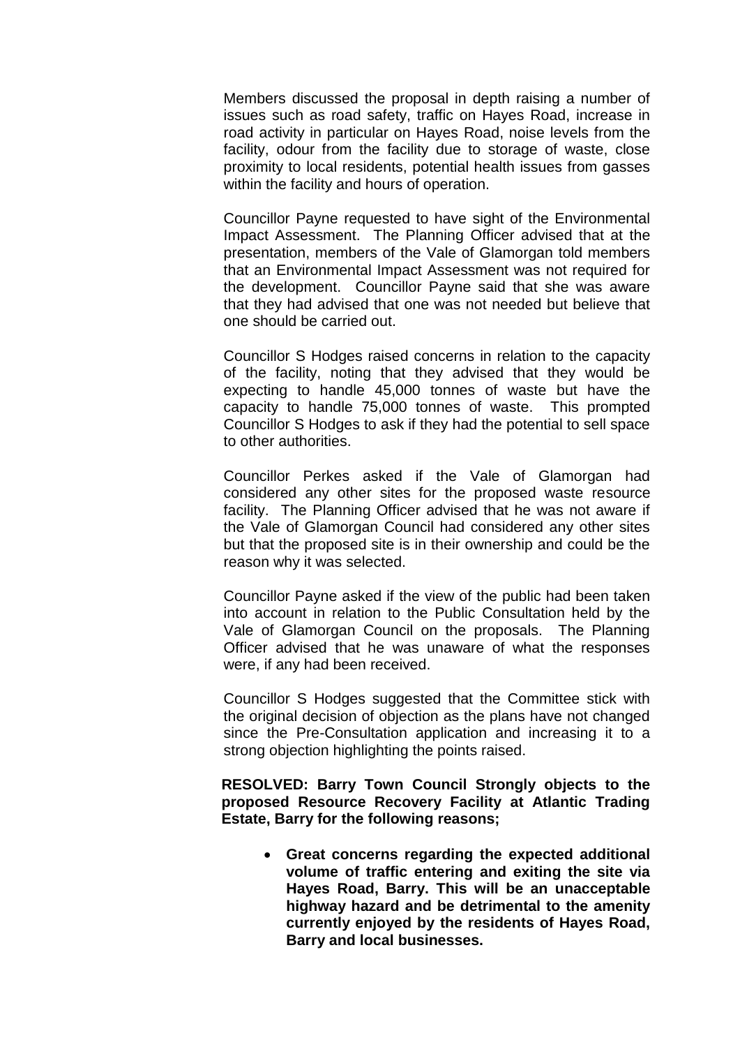Members discussed the proposal in depth raising a number of issues such as road safety, traffic on Hayes Road, increase in road activity in particular on Hayes Road, noise levels from the facility, odour from the facility due to storage of waste, close proximity to local residents, potential health issues from gasses within the facility and hours of operation.

Councillor Payne requested to have sight of the Environmental Impact Assessment. The Planning Officer advised that at the presentation, members of the Vale of Glamorgan told members that an Environmental Impact Assessment was not required for the development. Councillor Payne said that she was aware that they had advised that one was not needed but believe that one should be carried out.

Councillor S Hodges raised concerns in relation to the capacity of the facility, noting that they advised that they would be expecting to handle 45,000 tonnes of waste but have the capacity to handle 75,000 tonnes of waste. This prompted Councillor S Hodges to ask if they had the potential to sell space to other authorities.

Councillor Perkes asked if the Vale of Glamorgan had considered any other sites for the proposed waste resource facility. The Planning Officer advised that he was not aware if the Vale of Glamorgan Council had considered any other sites but that the proposed site is in their ownership and could be the reason why it was selected.

Councillor Payne asked if the view of the public had been taken into account in relation to the Public Consultation held by the Vale of Glamorgan Council on the proposals. The Planning Officer advised that he was unaware of what the responses were, if any had been received.

Councillor S Hodges suggested that the Committee stick with the original decision of objection as the plans have not changed since the Pre-Consultation application and increasing it to a strong objection highlighting the points raised.

**RESOLVED: Barry Town Council Strongly objects to the proposed Resource Recovery Facility at Atlantic Trading Estate, Barry for the following reasons;**

- **Great concerns regarding the expected additional volume of traffic entering and exiting the site via Hayes Road, Barry. This will be an unacceptable highway hazard and be detrimental to the amenity currently enjoyed by the residents of Hayes Road, Barry and local businesses.**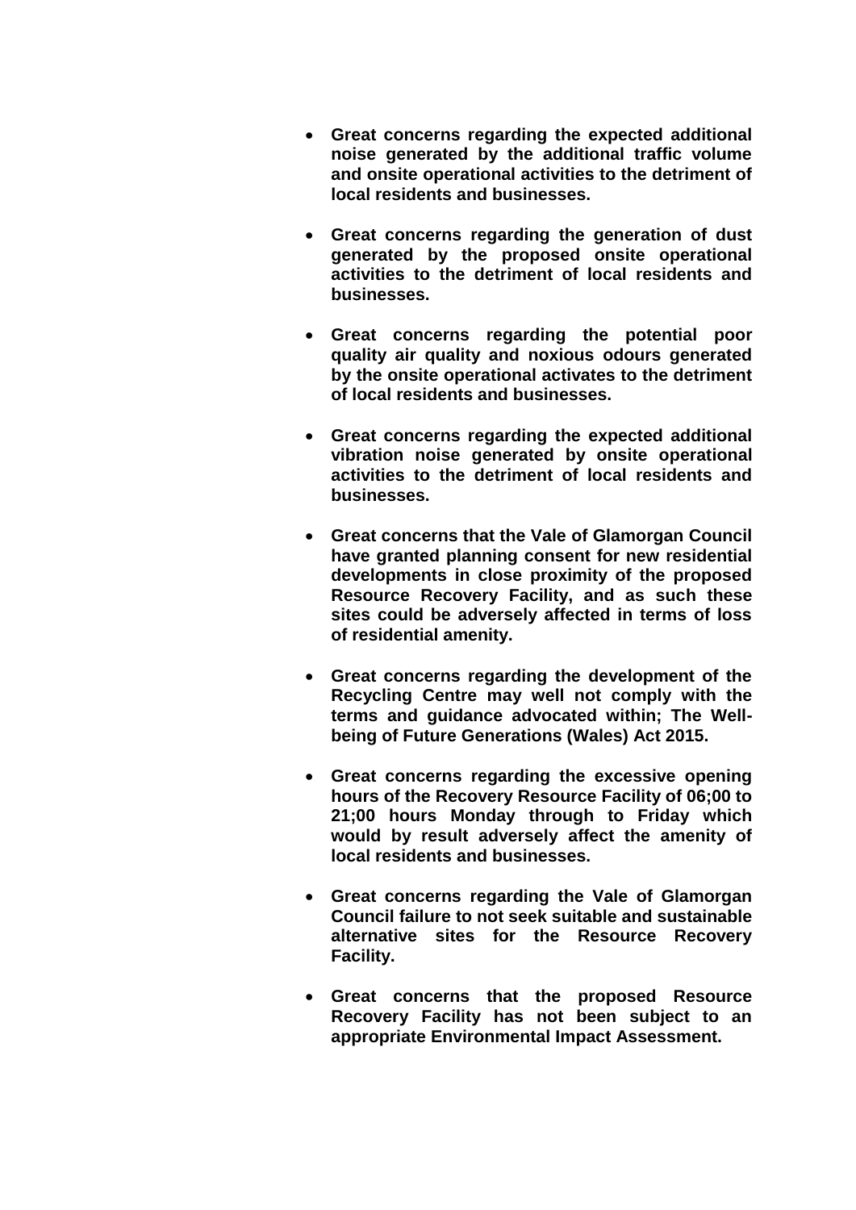- **Great concerns regarding the expected additional noise generated by the additional traffic volume and onsite operational activities to the detriment of local residents and businesses.**

- **Great concerns regarding the generation of dust generated by the proposed onsite operational activities to the detriment of local residents and businesses.**

- **Great concerns regarding the potential poor quality air quality and noxious odours generated by the onsite operational activates to the detriment of local residents and businesses.**

- **Great concerns regarding the expected additional vibration noise generated by onsite operational activities to the detriment of local residents and businesses.**

- **Great concerns that the Vale of Glamorgan Council have granted planning consent for new residential developments in close proximity of the proposed Resource Recovery Facility, and as such these sites could be adversely affected in terms of loss of residential amenity.**

- **Great concerns regarding the development of the Recycling Centre may well not comply with the terms and guidance advocated within; The Well-being of Future Generations (Wales) Act 2015.**

- **Great concerns regarding the excessive opening hours of the Recovery Resource Facility of 06;00 to 21;00 hours Monday through to Friday which would by result adversely affect the amenity of local residents and businesses.**

- **Great concerns regarding the Vale of Glamorgan Council failure to not seek suitable and sustainable alternative sites for the Resource Recovery Facility.**

- **Great concerns that the proposed Resource Recovery Facility has not been subject to an appropriate Environmental Impact Assessment.**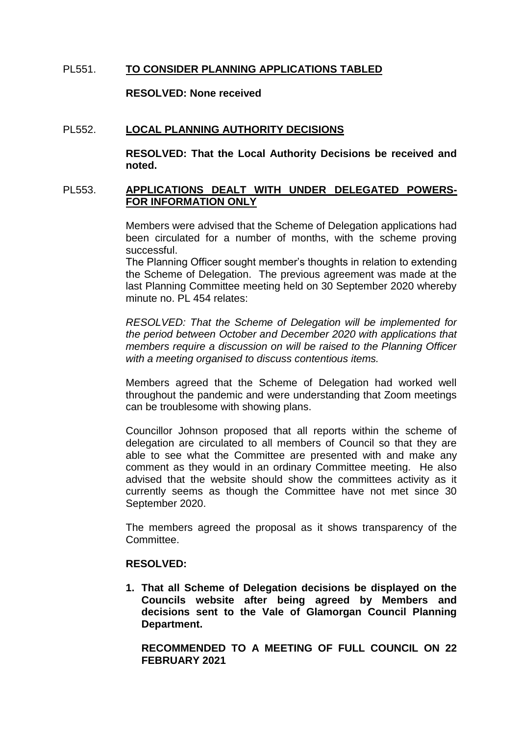PL551. **TO CONSIDER PLANNING APPLICATIONS TABLED**

**RESOLVED: None received**

PL552. **LOCAL PLANNING AUTHORITY DECISIONS**

**RESOLVED: That the Local Authority Decisions be received and noted.**

PL553. **APPLICATIONS DEALT WITH UNDER DELEGATED POWERS- FOR INFORMATION ONLY**

Members were advised that the Scheme of Delegation applications had been circulated for a number of months, with the scheme proving successful.

The Planning Officer sought member's thoughts in relation to extending the Scheme of Delegation. The previous agreement was made at the last Planning Committee meeting held on 30 September 2020 whereby minute no. PL 454 relates:

*RESOLVED: That the Scheme of Delegation will be implemented for the period between October and December 2020 with applications that members require a discussion on will be raised to the Planning Officer with a meeting organised to discuss contentious items.*

Members agreed that the Scheme of Delegation had worked well throughout the pandemic and were understanding that Zoom meetings can be troublesome with showing plans.

Councillor Johnson proposed that all reports within the scheme of delegation are circulated to all members of Council so that they are able to see what the Committee are presented with and make any comment as they would in an ordinary Committee meeting. He also advised that the website should show the committees activity as it currently seems as though the Committee have not met since 30 September 2020.

The members agreed the proposal as it shows transparency of the Committee.

**RESOLVED:**

1. **That all Scheme of Delegation decisions be displayed on the Councils website after being agreed by Members and decisions sent to the Vale of Glamorgan Council Planning Department.**

   **RECOMMENDED TO A MEETING OF FULL COUNCIL ON 22 FEBRUARY 2021**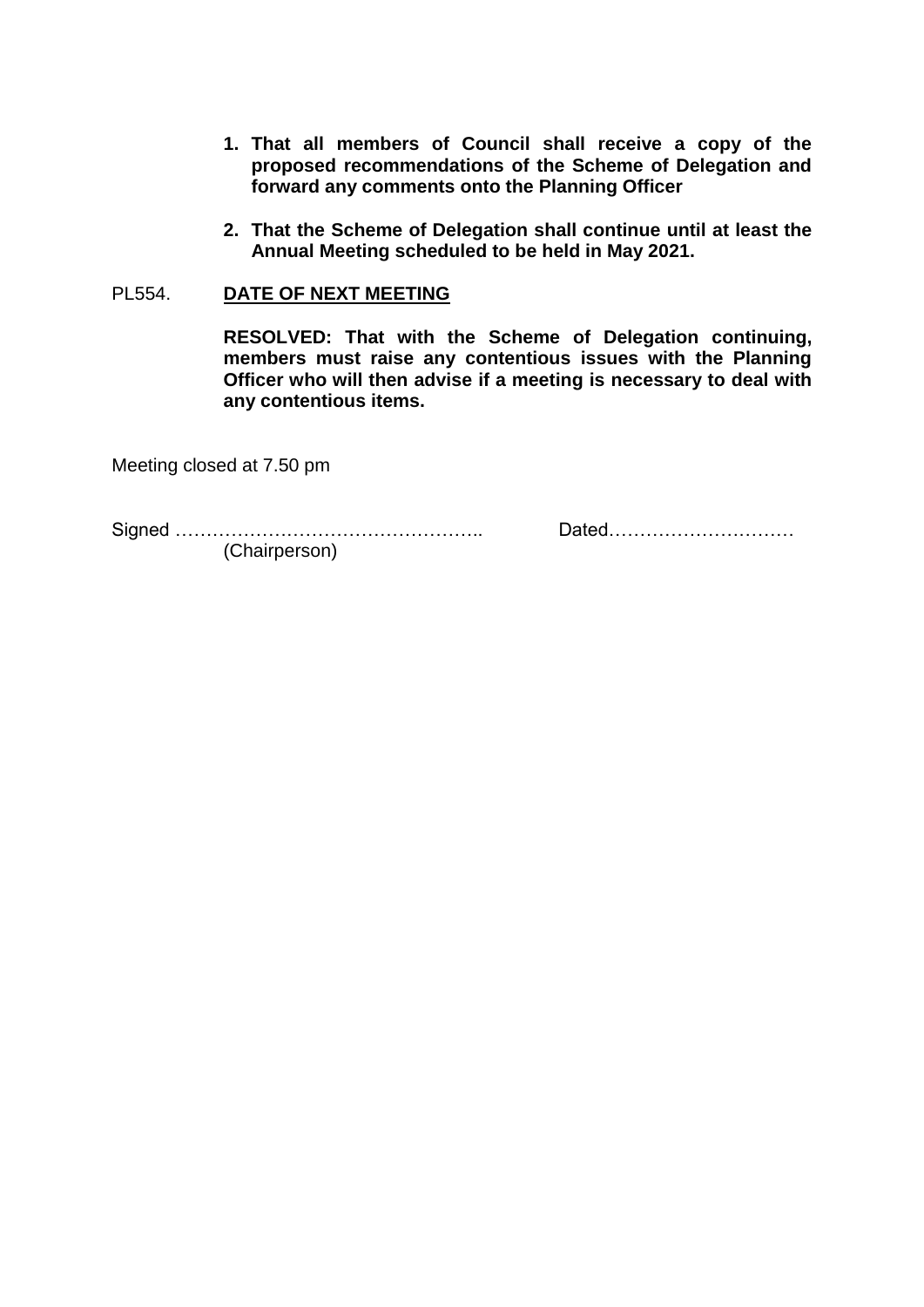1. **That all members of Council shall receive a copy of the proposed recommendations of the Scheme of Delegation and forward any comments onto the Planning Officer**

2. **That the Scheme of Delegation shall continue until at least the Annual Meeting scheduled to be held in May 2021.**

PL554. **DATE OF NEXT MEETING**

**RESOLVED: That with the Scheme of Delegation continuing, members must raise any contentious issues with the Planning Officer who will then advise if a meeting is necessary to deal with any contentious items.**

Meeting closed at 7.50 pm

Signed ………………………………………….. Dated…………………………
(Chairperson)